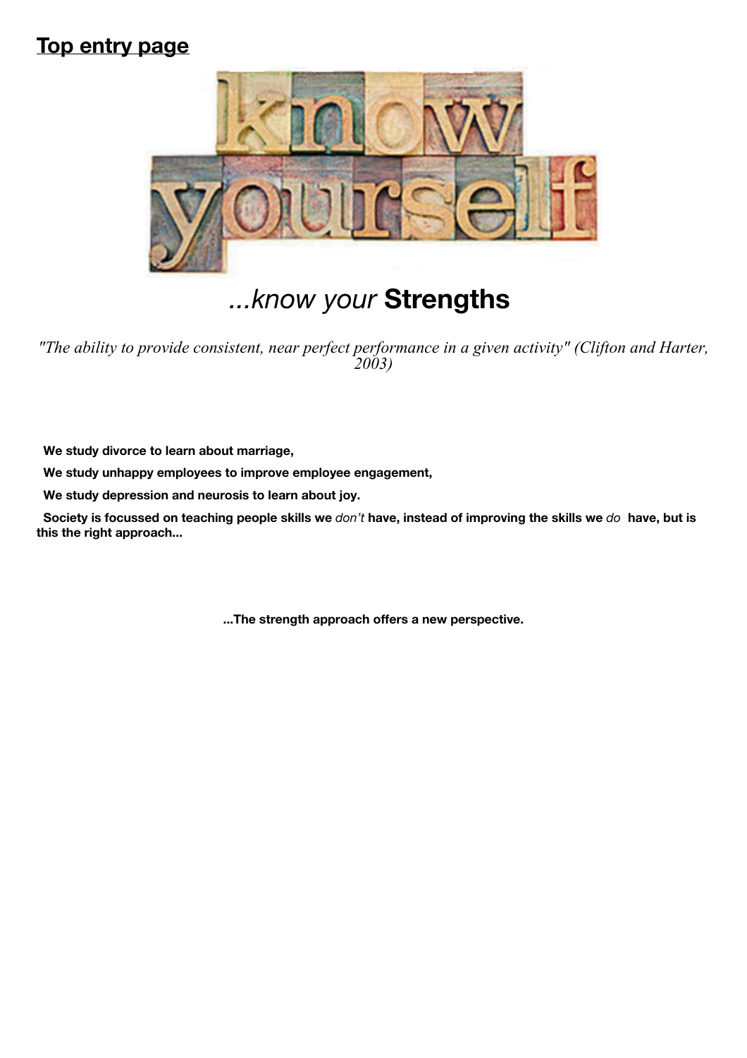## Top entry page

know yourself

*...know your* **Strengths**

*"The ability to provide consistent, near perfect performance in a given activity" (Clifton and Harter, 2003)*

**We study divorce to learn about marriage,**

**We study unhappy employees to improve employee engagement,**

**We study depression and neurosis to learn about joy.**

**Society is focussed on teaching people skills we** *don't* **have, instead of improving the skills we** *do* **have, but is this the right approach...**

**...The strength approach offers a new perspective.**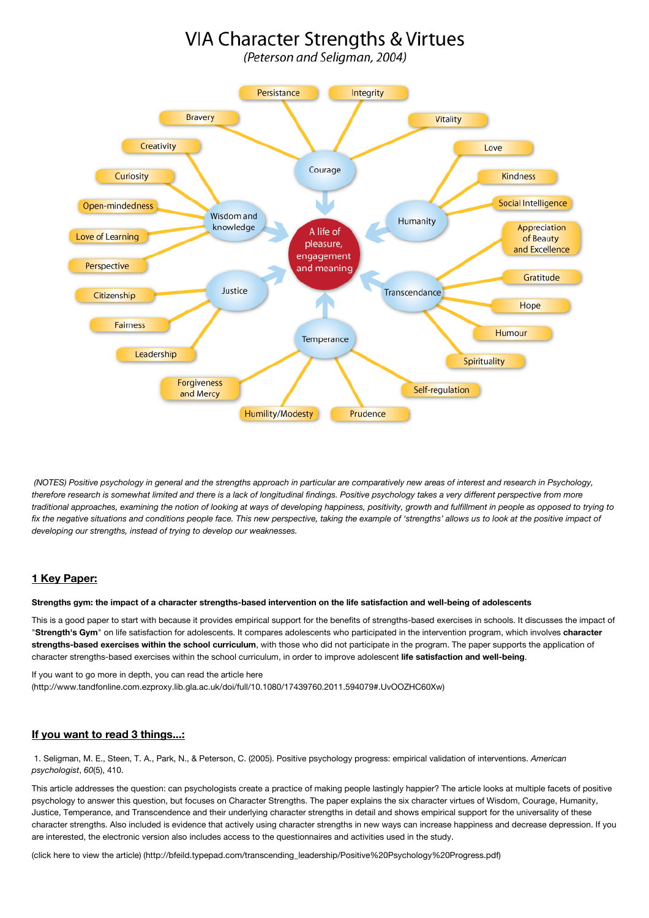# VIA Character Strengths & Virtues

*(Peterson and Seligman, 2004)*

- A life of pleasure, engagement and meaning
  - **Wisdom and knowledge**: Creativity, Curiosity, Open-mindedness, Love of Learning, Perspective
  - **Courage**: Bravery, Persistance, Integrity, Vitality
  - **Humanity**: Love, Kindness, Social Intelligence
  - **Justice**: Citizenship, Fairness, Leadership
  - **Temperance**: Forgiveness and Mercy, Humility/Modesty, Prudence, Self-regulation
  - **Transcendance**: Appreciation of Beauty and Excellence, Gratitude, Hope, Humour, Spirituality

*(NOTES) Positive psychology in general and the strengths approach in particular are comparatively new areas of interest and research in Psychology, therefore research is somewhat limited and there is a lack of longitudinal findings. Positive psychology takes a very different perspective from more traditional approaches, examining the notion of looking at ways of developing happiness, positivity, growth and fulfillment in people as opposed to trying to fix the negative situations and conditions people face. This new perspective, taking the example of 'strengths' allows us to look at the positive impact of developing our strengths, instead of trying to develop our weaknesses.*

## 1 Key Paper:

**Strengths gym: the impact of a character strengths-based intervention on the life satisfaction and well-being of adolescents**

This is a good paper to start with because it provides empirical support for the benefits of strengths-based exercises in schools. It discusses the impact of "**Strength's Gym**" on life satisfaction for adolescents. It compares adolescents who participated in the intervention program, which involves **character strengths-based exercises within the school curriculum**, with those who did not participate in the program. The paper supports the application of character strengths-based exercises within the school curriculum, in order to improve adolescent **life satisfaction and well-being**.

If you want to go more in depth, you can read the article here (http://www.tandfonline.com.ezproxy.lib.gla.ac.uk/doi/full/10.1080/17439760.2011.594079#.UvOOZHC60Xw)

## If you want to read 3 things...:

1. Seligman, M. E., Steen, T. A., Park, N., & Peterson, C. (2005). Positive psychology progress: empirical validation of interventions. *American psychologist*, *60*(5), 410.

This article addresses the question: can psychologists create a practice of making people lastingly happier? The article looks at multiple facets of positive psychology to answer this question, but focuses on Character Strengths. The paper explains the six character virtues of Wisdom, Courage, Humanity, Justice, Temperance, and Transcendence and their underlying character strengths in detail and shows empirical support for the universality of these character strengths. Also included is evidence that actively using character strengths in new ways can increase happiness and decrease depression. If you are interested, the electronic version also includes access to the questionnaires and activities used in the study.

(click here to view the article) (http://bfeild.typepad.com/transcending_leadership/Positive%20Psychology%20Progress.pdf)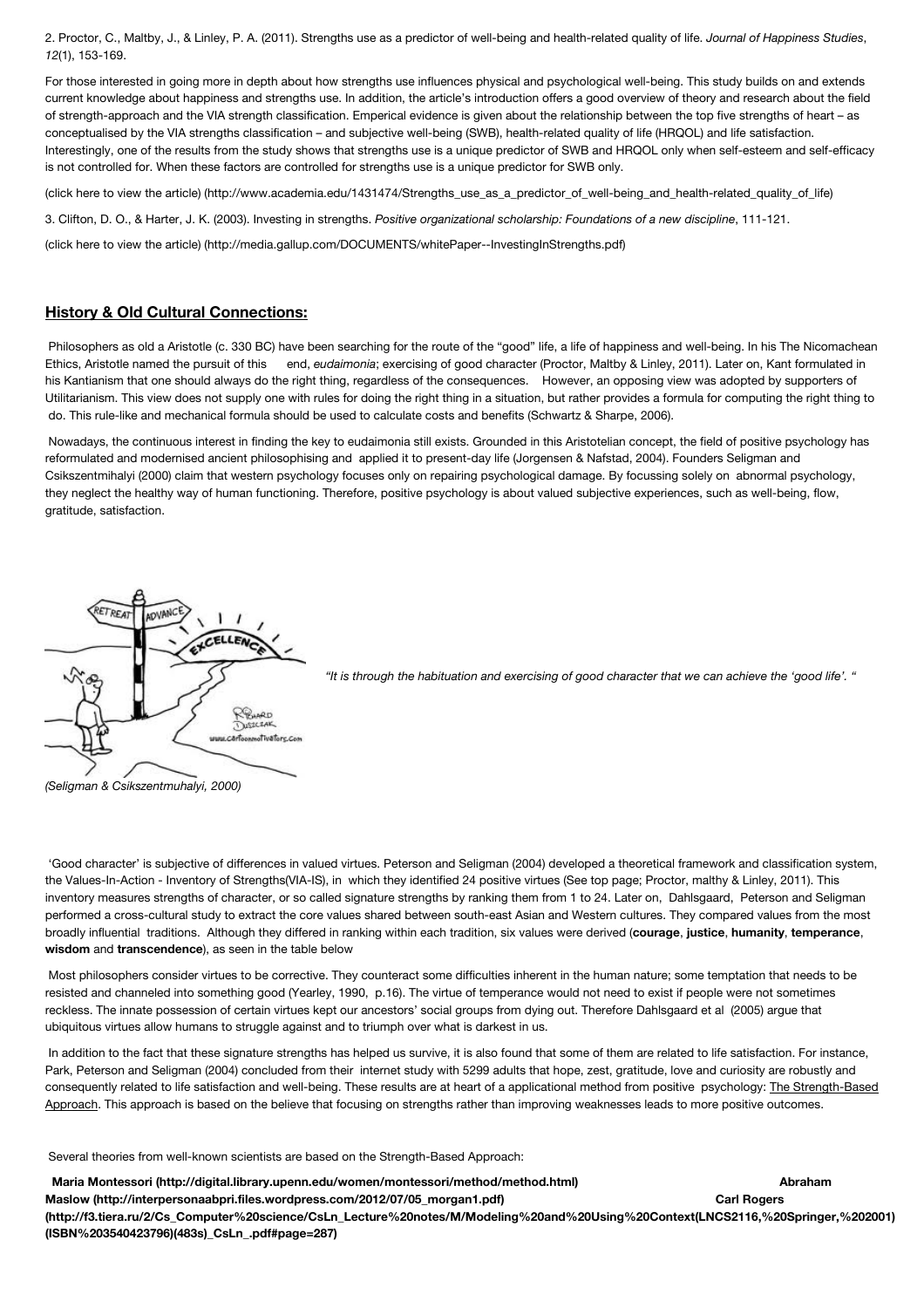2. Proctor, C., Maltby, J., & Linley, P. A. (2011). Strengths use as a predictor of well-being and health-related quality of life. *Journal of Happiness Studies*, *12*(1), 153-169.

For those interested in going more in depth about how strengths use influences physical and psychological well-being. This study builds on and extends current knowledge about happiness and strengths use. In addition, the article's introduction offers a good overview of theory and research about the field of strength-approach and the VIA strength classification. Emperical evidence is given about the relationship between the top five strengths of heart – as conceptualised by the VIA strengths classification – and subjective well-being (SWB), health-related quality of life (HRQOL) and life satisfaction. Interestingly, one of the results from the study shows that strengths use is a unique predictor of SWB and HRQOL only when self-esteem and self-efficacy is not controlled for. When these factors are controlled for strengths use is a unique predictor for SWB only.

(click here to view the article) (http://www.academia.edu/1431474/Strengths_use_as_a_predictor_of_well-being_and_health-related_quality_of_life)

3. Clifton, D. O., & Harter, J. K. (2003). Investing in strengths. *Positive organizational scholarship: Foundations of a new discipline*, 111-121.

(click here to view the article) (http://media.gallup.com/DOCUMENTS/whitePaper--InvestingInStrengths.pdf)

## History & Old Cultural Connections:

Philosophers as old a Aristotle (c. 330 BC) have been searching for the route of the "good" life, a life of happiness and well-being. In his The Nicomachean Ethics, Aristotle named the pursuit of this end, *eudaimonia*; exercising of good character (Proctor, Maltby & Linley, 2011). Later on, Kant formulated in his Kantianism that one should always do the right thing, regardless of the consequences. However, an opposing view was adopted by supporters of Utilitarianism. This view does not supply one with rules for doing the right thing in a situation, but rather provides a formula for computing the right thing to do. This rule-like and mechanical formula should be used to calculate costs and benefits (Schwartz & Sharpe, 2006).

Nowadays, the continuous interest in finding the key to eudaimonia still exists. Grounded in this Aristotelian concept, the field of positive psychology has reformulated and modernised ancient philosophising and applied it to present-day life (Jorgensen & Nafstad, 2004). Founders Seligman and Csikszentmihalyi (2000) claim that western psychology focuses only on repairing psychological damage. By focussing solely on abnormal psychology, they neglect the healthy way of human functioning. Therefore, positive psychology is about valued subjective experiences, such as well-being, flow, gratitude, satisfaction.

*"It is through the habituation and exercising of good character that we can achieve the 'good life'. "*

*(Seligman & Csikszentmuhalyi, 2000)*

'Good character' is subjective of differences in valued virtues. Peterson and Seligman (2004) developed a theoretical framework and classification system, the Values-In-Action - Inventory of Strengths(VIA-IS), in which they identified 24 positive virtues (See top page; Proctor, malthy & Linley, 2011). This inventory measures strengths of character, or so called signature strengths by ranking them from 1 to 24. Later on, Dahlsgaard, Peterson and Seligman performed a cross-cultural study to extract the core values shared between south-east Asian and Western cultures. They compared values from the most broadly influential traditions. Although they differed in ranking within each tradition, six values were derived (**courage**, **justice**, **humanity**, **temperance**, **wisdom** and **transcendence**), as seen in the table below

Most philosophers consider virtues to be corrective. They counteract some difficulties inherent in the human nature; some temptation that needs to be resisted and channeled into something good (Yearley, 1990, p.16). The virtue of temperance would not need to exist if people were not sometimes reckless. The innate possession of certain virtues kept our ancestors' social groups from dying out. Therefore Dahlsgaard et al (2005) argue that ubiquitous virtues allow humans to struggle against and to triumph over what is darkest in us.

In addition to the fact that these signature strengths has helped us survive, it is also found that some of them are related to life satisfaction. For instance, Park, Peterson and Seligman (2004) concluded from their internet study with 5299 adults that hope, zest, gratitude, love and curiosity are robustly and consequently related to life satisfaction and well-being. These results are at heart of a applicational method from positive psychology: The Strength-Based Approach. This approach is based on the believe that focusing on strengths rather than improving weaknesses leads to more positive outcomes.

Several theories from well-known scientists are based on the Strength-Based Approach:

**Maria Montessori (http://digital.library.upenn.edu/women/montessori/method/method.html) Abraham Maslow (http://interpersonaabpri.files.wordpress.com/2012/07/05_morgan1.pdf) Carl Rogers (http://f3.tiera.ru/2/Cs_Computer%20science/CsLn_Lecture%20notes/M/Modeling%20and%20Using%20Context(LNCS2116,%20Springer,%202001)(ISBN%203540423796)(483s)_CsLn_.pdf#page=287)**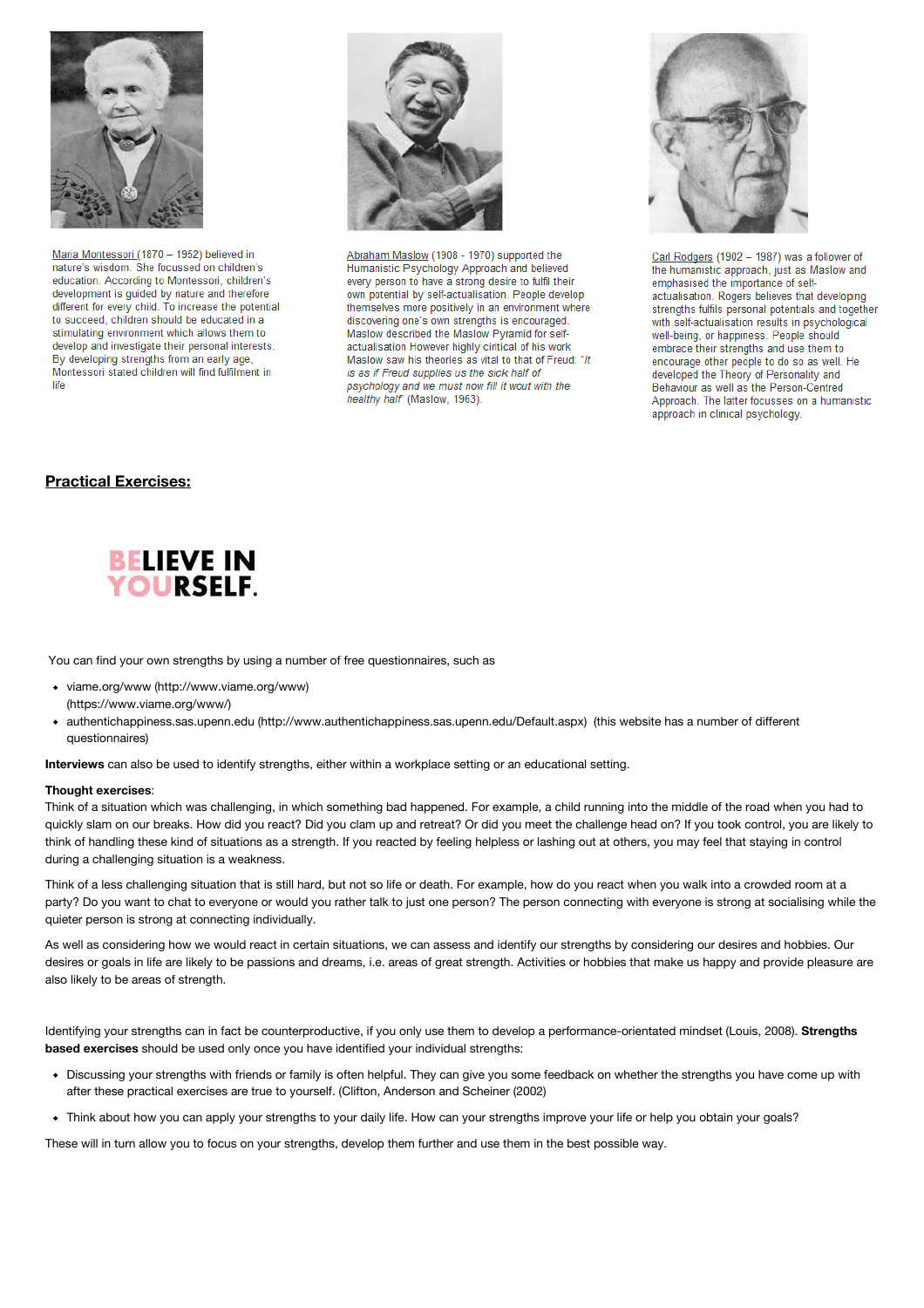Maria Montessori (1870 – 1952) believed in nature's wisdom. She focussed on children's education. According to Montessori, children's development is guided by nature and therefore different for every child. To increase the potential to succeed, children should be educated in a stimulating environment which allows them to develop and investigate their personal interests. By developing strengths from an early age, Montessori stated children will find fulfilment in life

Abraham Maslow (1908 - 1970) supported the Humanistic Psychology Approach and believed every person to have a strong desire to fulfil their own potential by self-actualisation. People develop themselves more positively in an environment where discovering one's own strengths is encouraged. Maslow described the Maslow Pyramid for self-actualisation However highly critical of his work Maslow saw his theories as vital to that of Freud: *"It is as if Freud supplies us the sick half of psychology and we must now fill it wout with the healthy half"* (Maslow, 1963).

Carl Rodgers (1902 – 1987) was a follower of the humanistic approach, just as Maslow and emphasised the importance of self-actualisation. Rogers believes that developing strengths fulfils personal potentials and together with self-actualisation results in psychological well-being, or happiness. People should embrace their strengths and use them to encourage other people to do so as well. He developed the Theory of Personality and Behaviour as well as the Person-Centred Approach. The latter focusses on a humanistic approach in clinical psychology.

## Practical Exercises:

**BELIEVE IN YOURSELF.**

You can find your own strengths by using a number of free questionnaires, such as

- viame.org/www (http://www.viame.org/www) (https://www.viame.org/www/)
- authentichappiness.sas.upenn.edu (http://www.authentichappiness.sas.upenn.edu/Default.aspx) (this website has a number of different questionnaires)

**Interviews** can also be used to identify strengths, either within a workplace setting or an educational setting.

**Thought exercises**:
Think of a situation which was challenging, in which something bad happened. For example, a child running into the middle of the road when you had to quickly slam on our breaks. How did you react? Did you clam up and retreat? Or did you meet the challenge head on? If you took control, you are likely to think of handling these kind of situations as a strength. If you reacted by feeling helpless or lashing out at others, you may feel that staying in control during a challenging situation is a weakness.

Think of a less challenging situation that is still hard, but not so life or death. For example, how do you react when you walk into a crowded room at a party? Do you want to chat to everyone or would you rather talk to just one person? The person connecting with everyone is strong at socialising while the quieter person is strong at connecting individually.

As well as considering how we would react in certain situations, we can assess and identify our strengths by considering our desires and hobbies. Our desires or goals in life are likely to be passions and dreams, i.e. areas of great strength. Activities or hobbies that make us happy and provide pleasure are also likely to be areas of strength.

Identifying your strengths can in fact be counterproductive, if you only use them to develop a performance-orientated mindset (Louis, 2008). **Strengths based exercises** should be used only once you have identified your individual strengths:

- Discussing your strengths with friends or family is often helpful. They can give you some feedback on whether the strengths you have come up with after these practical exercises are true to yourself. (Clifton, Anderson and Scheiner (2002)
- Think about how you can apply your strengths to your daily life. How can your strengths improve your life or help you obtain your goals?

These will in turn allow you to focus on your strengths, develop them further and use them in the best possible way.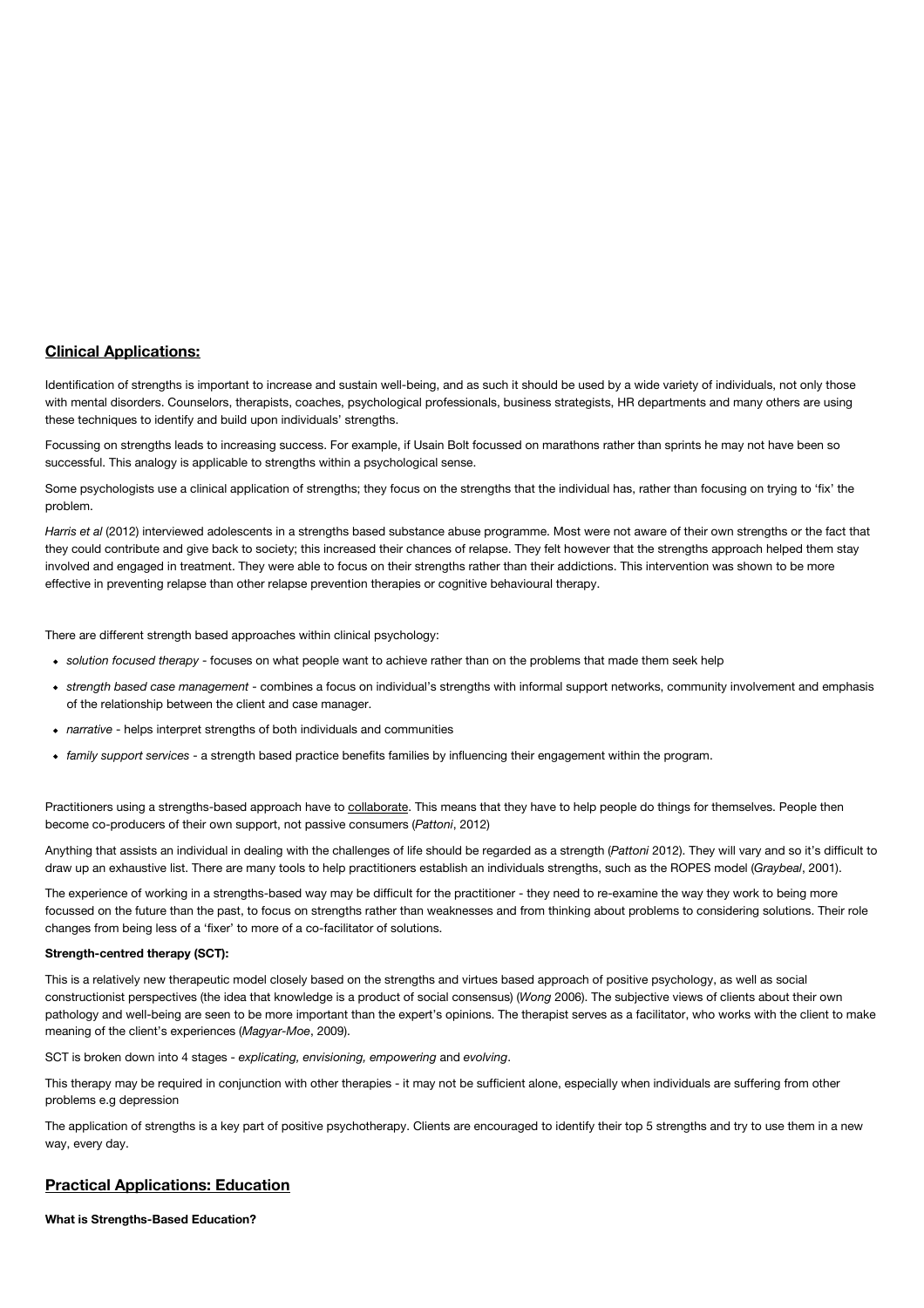## **Clinical Applications:**

Identification of strengths is important to increase and sustain well-being, and as such it should be used by a wide variety of individuals, not only those with mental disorders. Counselors, therapists, coaches, psychological professionals, business strategists, HR departments and many others are using these techniques to identify and build upon individuals' strengths.

Focussing on strengths leads to increasing success. For example, if Usain Bolt focussed on marathons rather than sprints he may not have been so successful. This analogy is applicable to strengths within a psychological sense.

Some psychologists use a clinical application of strengths; they focus on the strengths that the individual has, rather than focusing on trying to 'fix' the problem.

*Harris et al* (2012) interviewed adolescents in a strengths based substance abuse programme. Most were not aware of their own strengths or the fact that they could contribute and give back to society; this increased their chances of relapse. They felt however that the strengths approach helped them stay involved and engaged in treatment. They were able to focus on their strengths rather than their addictions. This intervention was shown to be more effective in preventing relapse than other relapse prevention therapies or cognitive behavioural therapy.

There are different strength based approaches within clinical psychology:

- *solution focused therapy* - focuses on what people want to achieve rather than on the problems that made them seek help
- *strength based case management* - combines a focus on individual's strengths with informal support networks, community involvement and emphasis of the relationship between the client and case manager.
- *narrative* - helps interpret strengths of both individuals and communities
- *family support services* - a strength based practice benefits families by influencing their engagement within the program.

Practitioners using a strengths-based approach have to collaborate. This means that they have to help people do things for themselves. People then become co-producers of their own support, not passive consumers (*Pattoni*, 2012)

Anything that assists an individual in dealing with the challenges of life should be regarded as a strength (*Pattoni* 2012). They will vary and so it's difficult to draw up an exhaustive list. There are many tools to help practitioners establish an individuals strengths, such as the ROPES model (*Graybeal*, 2001).

The experience of working in a strengths-based way may be difficult for the practitioner - they need to re-examine the way they work to being more focussed on the future than the past, to focus on strengths rather than weaknesses and from thinking about problems to considering solutions. Their role changes from being less of a 'fixer' to more of a co-facilitator of solutions.

**Strength-centred therapy (SCT):**

This is a relatively new therapeutic model closely based on the strengths and virtues based approach of positive psychology, as well as social constructionist perspectives (the idea that knowledge is a product of social consensus) (*Wong* 2006). The subjective views of clients about their own pathology and well-being are seen to be more important than the expert's opinions. The therapist serves as a facilitator, who works with the client to make meaning of the client's experiences (*Magyar-Moe*, 2009).

SCT is broken down into 4 stages - *explicating, envisioning, empowering* and *evolving*.

This therapy may be required in conjunction with other therapies - it may not be sufficient alone, especially when individuals are suffering from other problems e.g depression

The application of strengths is a key part of positive psychotherapy. Clients are encouraged to identify their top 5 strengths and try to use them in a new way, every day.

## **Practical Applications: Education**

**What is Strengths-Based Education?**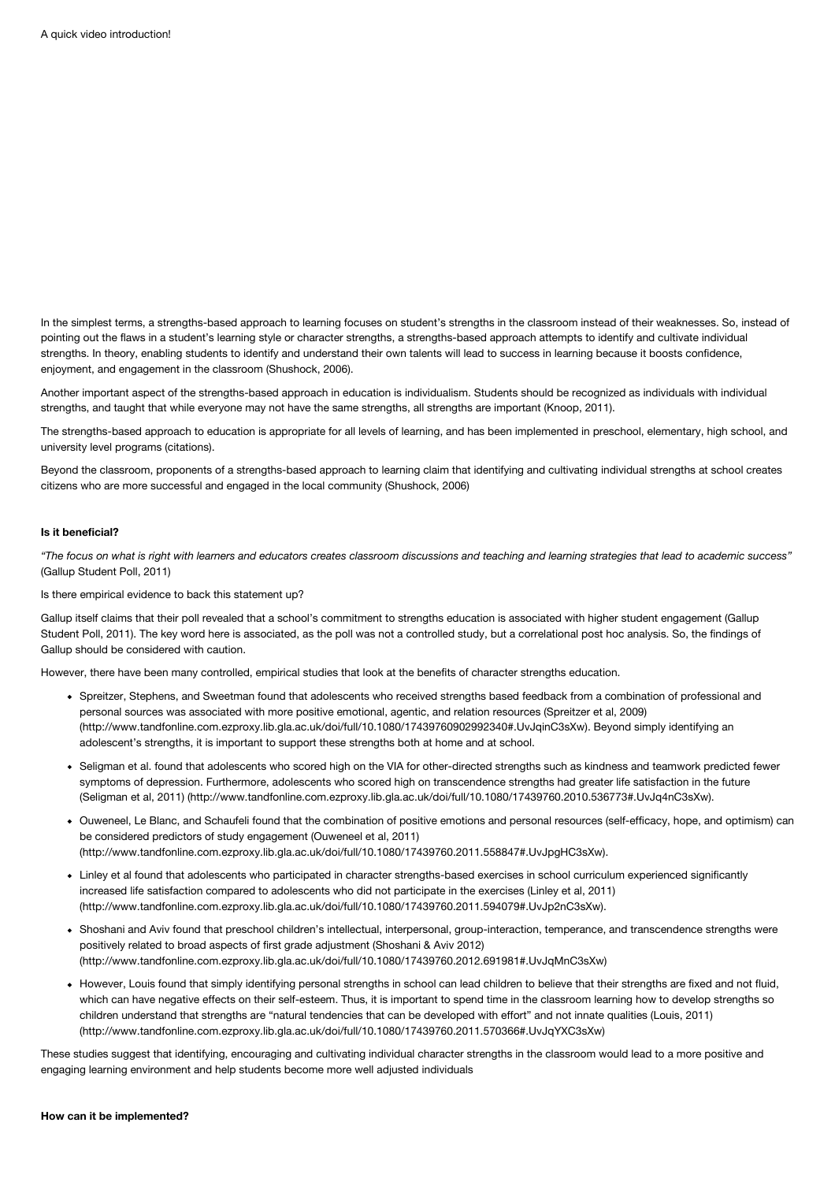A quick video introduction!

In the simplest terms, a strengths-based approach to learning focuses on student's strengths in the classroom instead of their weaknesses. So, instead of pointing out the flaws in a student's learning style or character strengths, a strengths-based approach attempts to identify and cultivate individual strengths. In theory, enabling students to identify and understand their own talents will lead to success in learning because it boosts confidence, enjoyment, and engagement in the classroom (Shushock, 2006).

Another important aspect of the strengths-based approach in education is individualism. Students should be recognized as individuals with individual strengths, and taught that while everyone may not have the same strengths, all strengths are important (Knoop, 2011).

The strengths-based approach to education is appropriate for all levels of learning, and has been implemented in preschool, elementary, high school, and university level programs (citations).

Beyond the classroom, proponents of a strengths-based approach to learning claim that identifying and cultivating individual strengths at school creates citizens who are more successful and engaged in the local community (Shushock, 2006)

**Is it beneficial?**

*"The focus on what is right with learners and educators creates classroom discussions and teaching and learning strategies that lead to academic success"* (Gallup Student Poll, 2011)

Is there empirical evidence to back this statement up?

Gallup itself claims that their poll revealed that a school's commitment to strengths education is associated with higher student engagement (Gallup Student Poll, 2011). The key word here is associated, as the poll was not a controlled study, but a correlational post hoc analysis. So, the findings of Gallup should be considered with caution.

However, there have been many controlled, empirical studies that look at the benefits of character strengths education.

- Spreitzer, Stephens, and Sweetman found that adolescents who received strengths based feedback from a combination of professional and personal sources was associated with more positive emotional, agentic, and relation resources (Spreitzer et al, 2009) (http://www.tandfonline.com.ezproxy.lib.gla.ac.uk/doi/full/10.1080/17439760902992340#.UvJqinC3sXw). Beyond simply identifying an adolescent's strengths, it is important to support these strengths both at home and at school.
- Seligman et al. found that adolescents who scored high on the VIA for other-directed strengths such as kindness and teamwork predicted fewer symptoms of depression. Furthermore, adolescents who scored high on transcendence strengths had greater life satisfaction in the future (Seligman et al, 2011) (http://www.tandfonline.com.ezproxy.lib.gla.ac.uk/doi/full/10.1080/17439760.2010.536773#.UvJq4nC3sXw).
- Ouweneel, Le Blanc, and Schaufeli found that the combination of positive emotions and personal resources (self-efficacy, hope, and optimism) can be considered predictors of study engagement (Ouweneel et al, 2011) (http://www.tandfonline.com.ezproxy.lib.gla.ac.uk/doi/full/10.1080/17439760.2011.558847#.UvJpgHC3sXw).
- Linley et al found that adolescents who participated in character strengths-based exercises in school curriculum experienced significantly increased life satisfaction compared to adolescents who did not participate in the exercises (Linley et al, 2011) (http://www.tandfonline.com.ezproxy.lib.gla.ac.uk/doi/full/10.1080/17439760.2011.594079#.UvJp2nC3sXw).
- Shoshani and Aviv found that preschool children's intellectual, interpersonal, group-interaction, temperance, and transcendence strengths were positively related to broad aspects of first grade adjustment (Shoshani & Aviv 2012) (http://www.tandfonline.com.ezproxy.lib.gla.ac.uk/doi/full/10.1080/17439760.2012.691981#.UvJqMnC3sXw)
- However, Louis found that simply identifying personal strengths in school can lead children to believe that their strengths are fixed and not fluid, which can have negative effects on their self-esteem. Thus, it is important to spend time in the classroom learning how to develop strengths so children understand that strengths are "natural tendencies that can be developed with effort" and not innate qualities (Louis, 2011) (http://www.tandfonline.com.ezproxy.lib.gla.ac.uk/doi/full/10.1080/17439760.2011.570366#.UvJqYXC3sXw)

These studies suggest that identifying, encouraging and cultivating individual character strengths in the classroom would lead to a more positive and engaging learning environment and help students become more well adjusted individuals

**How can it be implemented?**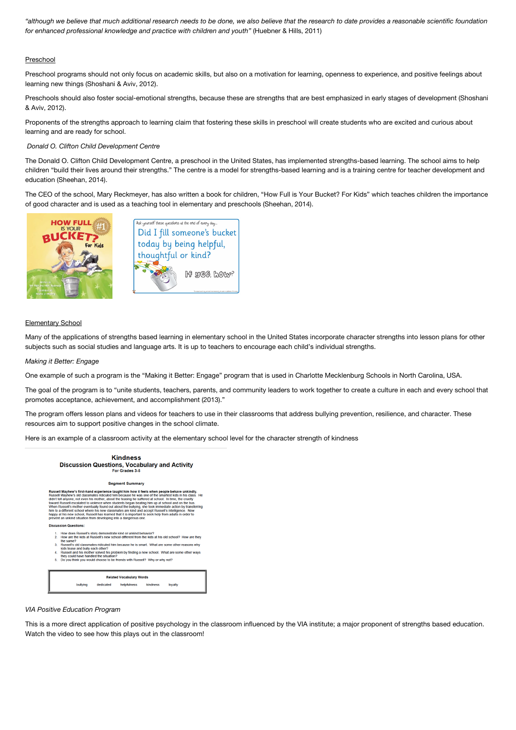*"although we believe that much additional research needs to be done, we also believe that the research to date provides a reasonable scientific foundation for enhanced professional knowledge and practice with children and youth"* (Huebner & Hills, 2011)

## Preschool

Preschool programs should not only focus on academic skills, but also on a motivation for learning, openness to experience, and positive feelings about learning new things (Shoshani & Aviv, 2012).

Preschools should also foster social-emotional strengths, because these are strengths that are best emphasized in early stages of development (Shoshani & Aviv, 2012).

Proponents of the strengths approach to learning claim that fostering these skills in preschool will create students who are excited and curious about learning and are ready for school.

### *Donald O. Clifton Child Development Centre*

The Donald O. Clifton Child Development Centre, a preschool in the United States, has implemented strengths-based learning. The school aims to help children "build their lives around their strengths." The centre is a model for strengths-based learning and is a training centre for teacher development and education (Sheehan, 2014).

The CEO of the school, Mary Reckmeyer, has also written a book for children, "How Full is Your Bucket? For Kids" which teaches children the importance of good character and is used as a teaching tool in elementary and preschools (Sheehan, 2014).

## Elementary School

Many of the applications of strengths based learning in elementary school in the United States incorporate character strengths into lesson plans for other subjects such as social studies and language arts. It is up to teachers to encourage each child's individual strengths.

### *Making it Better: Engage*

One example of such a program is the "Making it Better: Engage" program that is used in Charlotte Mecklenburg Schools in North Carolina, USA.

The goal of the program is to "unite students, teachers, parents, and community leaders to work together to create a culture in each and every school that promotes acceptance, achievement, and accomplishment (2013)."

The program offers lesson plans and videos for teachers to use in their classrooms that address bullying prevention, resilience, and character. These resources aim to support positive changes in the school climate.

Here is an example of a classroom activity at the elementary school level for the character strength of kindness

**Kindness**
**Discussion Questions, Vocabulary and Activity**
For Grades 3-5

**Segment Summary**

**Russell Mayhew's first-hand experience taught him how it feels when people behave unkindly.** Russell Mayhew's old classmates ridiculed him because he was one of the smartest kids in his class. He didn't tell anyone, not even his mother, about the teasing he suffered at school. In time, the cruelty toward Russell escalated to violence when students began beating him up at school and on the bus. When Russell's mother eventually found out about the bullying, she took immediate action by transferring him to a different school where his new classmates are kind and accept Russell's intelligence. Now happy at his new school, Russell has learned that it is important to seek help from adults in order to prevent an unkind situation from developing into a dangerous one.

**Discussion Questions:**

1. How does Russell's story demonstrate kind or unkind behavior?
2. How are the kids at Russell's new school different from the kids at his old school? How are they the same?
3. Russell's old classmates ridiculed him because he is smart. What are some other reasons why kids tease and bully each other?
4. Russell and his mother solved his problem by finding a new school. What are some other ways they could have handled the situation?
5. Do you think you would choose to be friends with Russell? Why or why not?

| Related Vocabulary Words | | | | |
|---|---|---|---|---|
| bullying | dedicated | helpfulness | kindness | loyalty |

### *VIA Positive Education Program*

This is a more direct application of positive psychology in the classroom influenced by the VIA institute; a major proponent of strengths based education. Watch the video to see how this plays out in the classroom!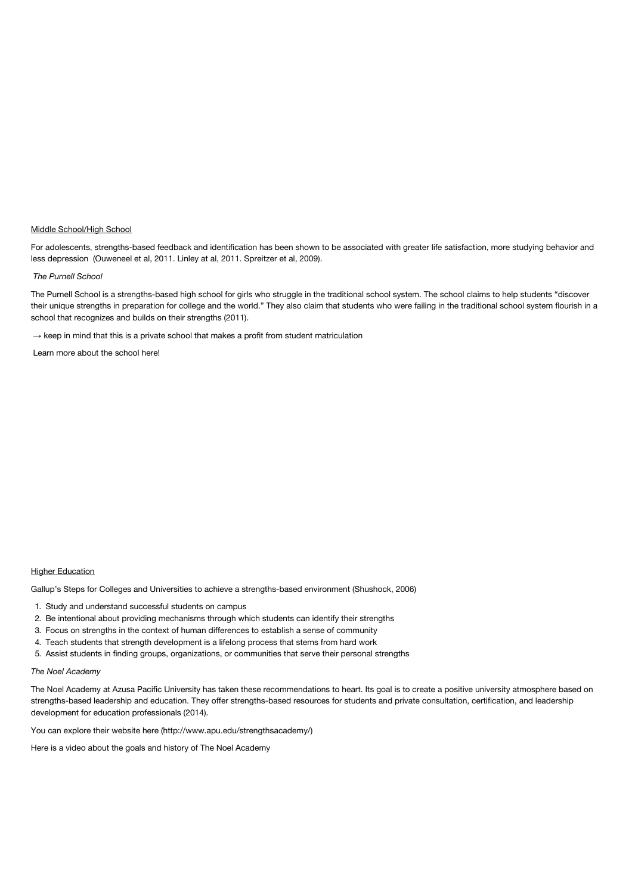<u>Middle School/High School</u>

For adolescents, strengths-based feedback and identification has been shown to be associated with greater life satisfaction, more studying behavior and less depression  (Ouweneel et al, 2011. Linley at al, 2011. Spreitzer et al, 2009).

*The Purnell School*

The Purnell School is a strengths-based high school for girls who struggle in the traditional school system. The school claims to help students "discover their unique strengths in preparation for college and the world." They also claim that students who were failing in the traditional school system flourish in a school that recognizes and builds on their strengths (2011).

→ keep in mind that this is a private school that makes a profit from student matriculation

Learn more about the school here!

<u>Higher Education</u>

Gallup's Steps for Colleges and Universities to achieve a strengths-based environment (Shushock, 2006)

1. Study and understand successful students on campus
2. Be intentional about providing mechanisms through which students can identify their strengths
3. Focus on strengths in the context of human differences to establish a sense of community
4. Teach students that strength development is a lifelong process that stems from hard work
5. Assist students in finding groups, organizations, or communities that serve their personal strengths

*The Noel Academy*

The Noel Academy at Azusa Pacific University has taken these recommendations to heart. Its goal is to create a positive university atmosphere based on strengths-based leadership and education. They offer strengths-based resources for students and private consultation, certification, and leadership development for education professionals (2014).

You can explore their website here (http://www.apu.edu/strengthsacademy/)

Here is a video about the goals and history of The Noel Academy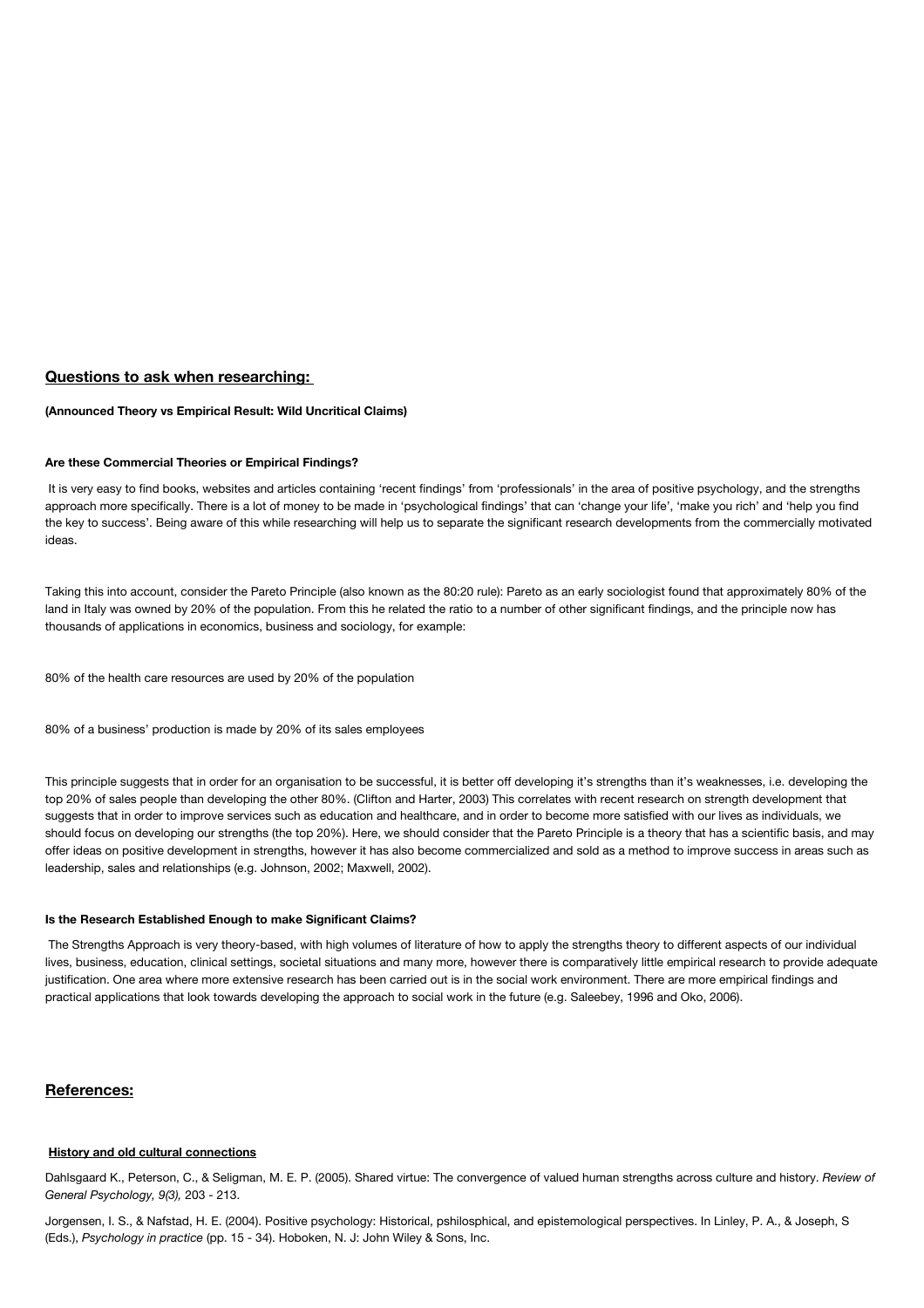## Questions to ask when researching:

**(Announced Theory vs Empirical Result: Wild Uncritical Claims)**

**Are these Commercial Theories or Empirical Findings?**

It is very easy to find books, websites and articles containing 'recent findings' from 'professionals' in the area of positive psychology, and the strengths approach more specifically. There is a lot of money to be made in 'psychological findings' that can 'change your life', 'make you rich' and 'help you find the key to success'. Being aware of this while researching will help us to separate the significant research developments from the commercially motivated ideas.

Taking this into account, consider the Pareto Principle (also known as the 80:20 rule): Pareto as an early sociologist found that approximately 80% of the land in Italy was owned by 20% of the population. From this he related the ratio to a number of other significant findings, and the principle now has thousands of applications in economics, business and sociology, for example:

80% of the health care resources are used by 20% of the population

80% of a business' production is made by 20% of its sales employees

This principle suggests that in order for an organisation to be successful, it is better off developing it's strengths than it's weaknesses, i.e. developing the top 20% of sales people than developing the other 80%. (Clifton and Harter, 2003) This correlates with recent research on strength development that suggests that in order to improve services such as education and healthcare, and in order to become more satisfied with our lives as individuals, we should focus on developing our strengths (the top 20%). Here, we should consider that the Pareto Principle is a theory that has a scientific basis, and may offer ideas on positive development in strengths, however it has also become commercialized and sold as a method to improve success in areas such as leadership, sales and relationships (e.g. Johnson, 2002; Maxwell, 2002).

**Is the Research Established Enough to make Significant Claims?**

The Strengths Approach is very theory-based, with high volumes of literature of how to apply the strengths theory to different aspects of our individual lives, business, education, clinical settings, societal situations and many more, however there is comparatively little empirical research to provide adequate justification. One area where more extensive research has been carried out is in the social work environment. There are more empirical findings and practical applications that look towards developing the approach to social work in the future (e.g. Saleebey, 1996 and Oko, 2006).

## References:

**History and old cultural connections**

Dahlsgaard K., Peterson, C., & Seligman, M. E. P. (2005). Shared virtue: The convergence of valued human strengths across culture and history. *Review of General Psychology, 9(3),* 203 - 213.

Jorgensen, I. S., & Nafstad, H. E. (2004). Positive psychology: Historical, pshilosphical, and epistemological perspectives. In Linley, P. A., & Joseph, S (Eds.), *Psychology in practice* (pp. 15 - 34). Hoboken, N. J: John Wiley & Sons, Inc.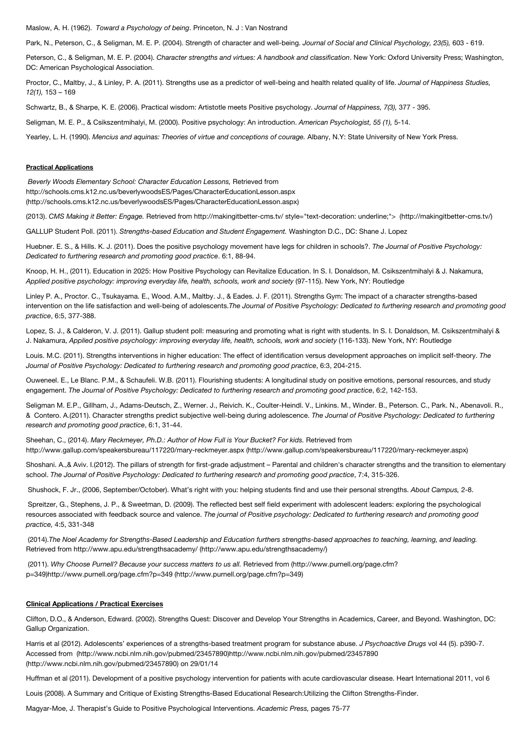Maslow, A. H. (1962). *Toward a Psychology of being*. Princeton, N. J : Van Nostrand

Park, N., Peterson, C., & Seligman, M. E. P. (2004). Strength of character and well-being. *Journal of Social and Clinical Psychology, 23(5),* 603 - 619.

Peterson, C., & Seligman, M. E. P. (2004). *Character strengths and virtues: A handbook and classification*. New York: Oxford University Press; Washington, DC: American Psychological Association.

Proctor, C., Maltby, J., & Linley, P. A. (2011). Strengths use as a predictor of well-being and health related quality of life. *Journal of Happiness Studies, 12(1),* 153 – 169

Schwartz, B., & Sharpe, K. E. (2006). Practical wisdom: Artistotle meets Positive psychology. *Journal of Happiness, 7(3),* 377 - 395.

Seligman, M. E. P., & Csikszentmihalyi, M. (2000). Positive psychology: An introduction. *American Psychologist, 55 (1),* 5-14.

Yearley, L. H. (1990). *Mencius and aquinas: Theories of virtue and conceptions of courage.* Albany, N.Y: State University of New York Press.

**Practical Applications**

*Beverly Woods Elementary School: Character Education Lessons,* Retrieved from http://schools.cms.k12.nc.us/beverlywoodsES/Pages/CharacterEducationLesson.aspx (http://schools.cms.k12.nc.us/beverlywoodsES/Pages/CharacterEducationLesson.aspx)

(2013). *CMS Making it Better: Engage.* Retrieved from http://makingitbetter-cms.tv/ style="text-decoration: underline;"> (http://makingitbetter-cms.tv/)

GALLUP Student Poll. (2011). *Strengths-based Education and Student Engagement.* Washington D.C., DC: Shane J. Lopez

Huebner. E. S., & Hills. K. J. (2011). Does the positive psychology movement have legs for children in schools?. *The Journal of Positive Psychology: Dedicated to furthering research and promoting good practice*. 6:1, 88-94.

Knoop, H. H., (2011). Education in 2025: How Positive Psychology can Revitalize Education. In S. I. Donaldson, M. Csikszentmihalyi & J. Nakamura, *Applied positive psychology: improving everyday life, health, schools, work and society* (97-115). New York, NY: Routledge

Linley P. A., Proctor. C., Tsukayama. E., Wood. A.M., Maltby. J., & Eades. J. F. (2011). Strengths Gym: The impact of a character strengths-based intervention on the life satisfaction and well-being of adolescents.*The Journal of Positive Psychology: Dedicated to furthering research and promoting good practice*, 6:5, 377-388.

Lopez, S. J., & Calderon, V. J. (2011). Gallup student poll: measuring and promoting what is right with students. In S. I. Donaldson, M. Csikszentmihalyi & J. Nakamura, *Applied positive psychology: improving everyday life, health, schools, work and society* (116-133). New York, NY: Routledge

Louis. M.C. (2011). Strengths interventions in higher education: The effect of identification versus development approaches on implicit self-theory. *The Journal of Positive Psychology: Dedicated to furthering research and promoting good practice*, 6:3, 204-215.

Ouweneel. E., Le Blanc. P.M., & Schaufeli. W.B. (2011). Flourishing students: A longitudinal study on positive emotions, personal resources, and study engagement. *The Journal of Positive Psychology: Dedicated to furthering research and promoting good practice*, 6:2, 142-153.

Seligman M. E.P., Gillham, J., Adams-Deutsch, Z., Werner. J., Reivich. K., Coulter-Heindl. V., Linkins. M., Winder. B., Peterson. C., Park. N., Abenavoli. R., & Contero. A.(2011). Character strengths predict subjective well-being during adolescence. *The Journal of Positive Psychology: Dedicated to furthering research and promoting good practice*, 6:1, 31-44.

Sheehan, C., (2014). *Mary Reckmeyer, Ph.D.: Author of How Full is Your Bucket? For kids.* Retrieved from http://www.gallup.com/speakersbureau/117220/mary-reckmeyer.aspx (http://www.gallup.com/speakersbureau/117220/mary-reckmeyer.aspx)

Shoshani. A.,& Aviv. I.(2012). The pillars of strength for first-grade adjustment – Parental and children's character strengths and the transition to elementary school. *The Journal of Positive Psychology: Dedicated to furthering research and promoting good practice*, 7:4, 315-326.

Shushock, F. Jr., (2006, September/October). What's right with you: helping students find and use their personal strengths. *About Campus,* 2-8.

Spreitzer, G., Stephens, J. P., & Sweetman, D. (2009). The reflected best self field experiment with adolescent leaders: exploring the psychological resources associated with feedback source and valence. *The journal of Positive psychology: Dedicated to furthering research and promoting good practice,* 4:5, 331-348

(2014).*The Noel Academy for Strengths-Based Leadership and Education furthers strengths-based approaches to teaching, learning, and leading.* Retrieved from http://www.apu.edu/strengthsacademy/ (http://www.apu.edu/strengthsacademy/)

(2011). *Why Choose Purnell? Because your success matters to us all.* Retrieved from (http://www.purnell.org/page.cfm?p=349)http://www.purnell.org/page.cfm?p=349 (http://www.purnell.org/page.cfm?p=349)

**Clinical Applications / Practical Exercises**

Clifton, D.O., & Anderson, Edward. (2002). Strengths Quest: Discover and Develop Your Strengths in Academics, Career, and Beyond. Washington, DC: Gallup Organization.

Harris et al (2012). Adolescents' experiences of a strengths-based treatment program for substance abuse. *J Psychoactive Drugs* vol 44 (5). p390-7. Accessed from (http://www.ncbi.nlm.nih.gov/pubmed/23457890)http://www.ncbi.nlm.nih.gov/pubmed/23457890 (http://www.ncbi.nlm.nih.gov/pubmed/23457890) on 29/01/14

Huffman et al (2011). Development of a positive psychology intervention for patients with acute cardiovascular disease. Heart International 2011, vol 6

Louis (2008). A Summary and Critique of Existing Strengths-Based Educational Research:Utilizing the Clifton Strengths-Finder.

Magyar-Moe, J. Therapist's Guide to Positive Psychological Interventions. *Academic Press,* pages 75-77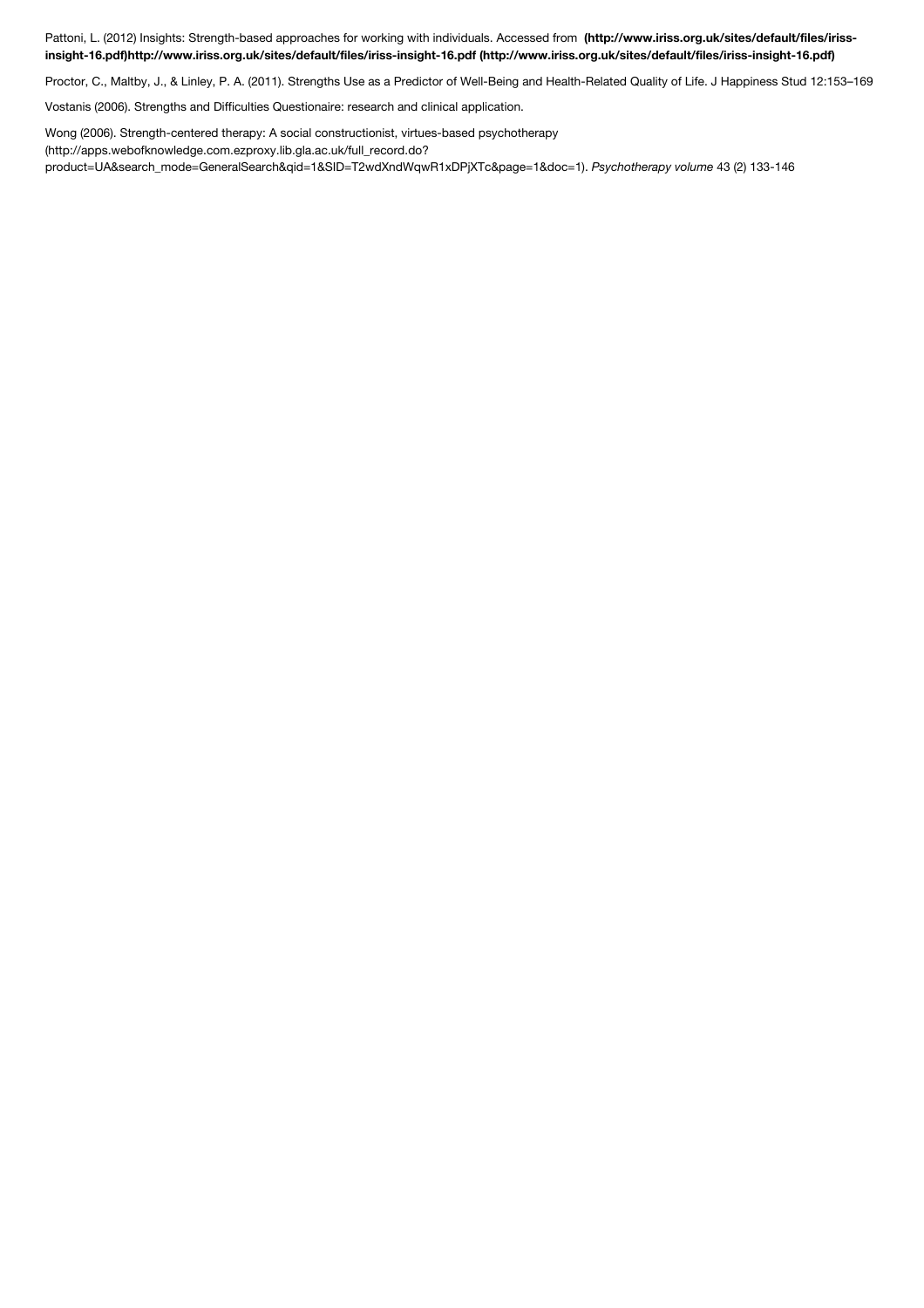Pattoni, L. (2012) Insights: Strength-based approaches for working with individuals. Accessed from **(http://www.iriss.org.uk/sites/default/files/iriss-insight-16.pdf)http://www.iriss.org.uk/sites/default/files/iriss-insight-16.pdf (http://www.iriss.org.uk/sites/default/files/iriss-insight-16.pdf)**

Proctor, C., Maltby, J., & Linley, P. A. (2011). Strengths Use as a Predictor of Well-Being and Health-Related Quality of Life. J Happiness Stud 12:153–169

Vostanis (2006). Strengths and Difficulties Questionaire: research and clinical application.

Wong (2006). Strength-centered therapy: A social constructionist, virtues-based psychotherapy (http://apps.webofknowledge.com.ezproxy.lib.gla.ac.uk/full_record.do?product=UA&search_mode=GeneralSearch&qid=1&SID=T2wdXndWqwR1xDPjXTc&page=1&doc=1). *Psychotherapy volume* 43 (2) 133-146